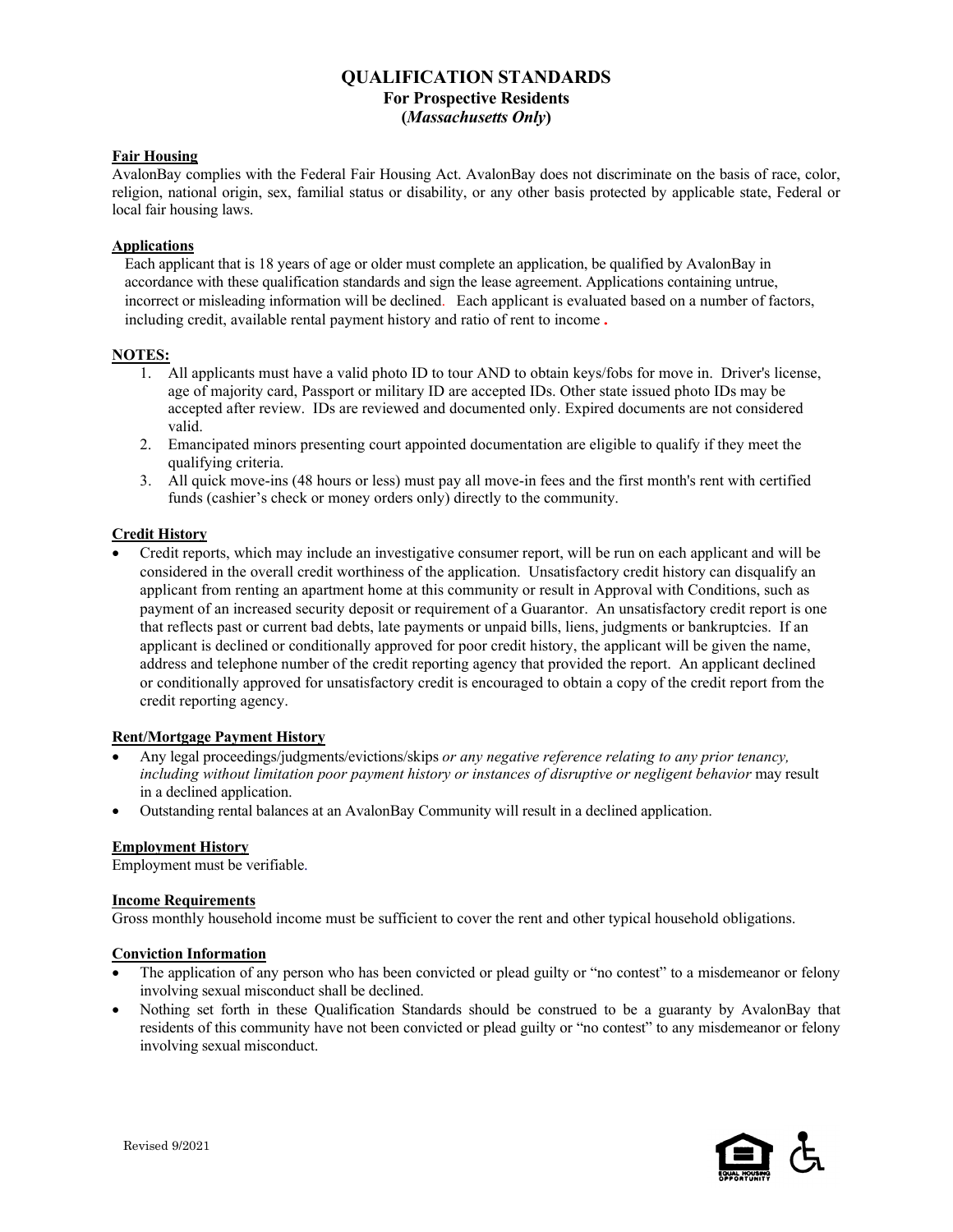# QUALIFICATION STANDARDS
## For Prospective Residents
## (*Massachusetts Only*)

**Fair Housing**

AvalonBay complies with the Federal Fair Housing Act. AvalonBay does not discriminate on the basis of race, color, religion, national origin, sex, familial status or disability, or any other basis protected by applicable state, Federal or local fair housing laws.

**Applications**

Each applicant that is 18 years of age or older must complete an application, be qualified by AvalonBay in accordance with these qualification standards and sign the lease agreement. Applications containing untrue, incorrect or misleading information will be declined. Each applicant is evaluated based on a number of factors, including credit, available rental payment history and ratio of rent to income.

**NOTES:**

1. All applicants must have a valid photo ID to tour AND to obtain keys/fobs for move in. Driver's license, age of majority card, Passport or military ID are accepted IDs. Other state issued photo IDs may be accepted after review. IDs are reviewed and documented only. Expired documents are not considered valid.
2. Emancipated minors presenting court appointed documentation are eligible to qualify if they meet the qualifying criteria.
3. All quick move-ins (48 hours or less) must pay all move-in fees and the first month's rent with certified funds (cashier's check or money orders only) directly to the community.

**Credit History**

- Credit reports, which may include an investigative consumer report, will be run on each applicant and will be considered in the overall credit worthiness of the application. Unsatisfactory credit history can disqualify an applicant from renting an apartment home at this community or result in Approval with Conditions, such as payment of an increased security deposit or requirement of a Guarantor. An unsatisfactory credit report is one that reflects past or current bad debts, late payments or unpaid bills, liens, judgments or bankruptcies. If an applicant is declined or conditionally approved for poor credit history, the applicant will be given the name, address and telephone number of the credit reporting agency that provided the report. An applicant declined or conditionally approved for unsatisfactory credit is encouraged to obtain a copy of the credit report from the credit reporting agency.

**Rent/Mortgage Payment History**

- Any legal proceedings/judgments/evictions/skips *or any negative reference relating to any prior tenancy, including without limitation poor payment history or instances of disruptive or negligent behavior* may result in a declined application.
- Outstanding rental balances at an AvalonBay Community will result in a declined application.

**Employment History**

Employment must be verifiable.

**Income Requirements**

Gross monthly household income must be sufficient to cover the rent and other typical household obligations.

**Conviction Information**

- The application of any person who has been convicted or plead guilty or "no contest" to a misdemeanor or felony involving sexual misconduct shall be declined.
- Nothing set forth in these Qualification Standards should be construed to be a guaranty by AvalonBay that residents of this community have not been convicted or plead guilty or "no contest" to any misdemeanor or felony involving sexual misconduct.

Revised 9/2021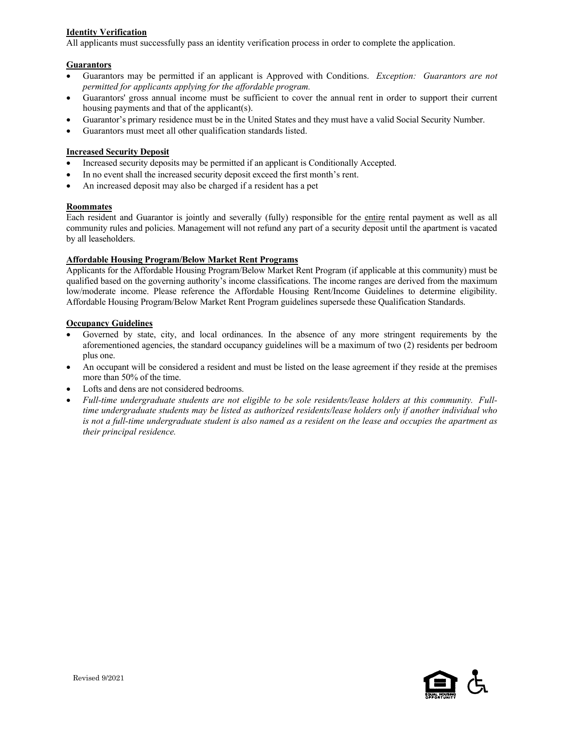**Identity Verification**

All applicants must successfully pass an identity verification process in order to complete the application.

**Guarantors**

- Guarantors may be permitted if an applicant is Approved with Conditions. *Exception: Guarantors are not permitted for applicants applying for the affordable program.*
- Guarantors' gross annual income must be sufficient to cover the annual rent in order to support their current housing payments and that of the applicant(s).
- Guarantor's primary residence must be in the United States and they must have a valid Social Security Number.
- Guarantors must meet all other qualification standards listed.

**Increased Security Deposit**

- Increased security deposits may be permitted if an applicant is Conditionally Accepted.
- In no event shall the increased security deposit exceed the first month's rent.
- An increased deposit may also be charged if a resident has a pet

**Roommates**

Each resident and Guarantor is jointly and severally (fully) responsible for the entire rental payment as well as all community rules and policies. Management will not refund any part of a security deposit until the apartment is vacated by all leaseholders.

**Affordable Housing Program/Below Market Rent Programs**

Applicants for the Affordable Housing Program/Below Market Rent Program (if applicable at this community) must be qualified based on the governing authority's income classifications. The income ranges are derived from the maximum low/moderate income. Please reference the Affordable Housing Rent/Income Guidelines to determine eligibility. Affordable Housing Program/Below Market Rent Program guidelines supersede these Qualification Standards.

**Occupancy Guidelines**

- Governed by state, city, and local ordinances. In the absence of any more stringent requirements by the aforementioned agencies, the standard occupancy guidelines will be a maximum of two (2) residents per bedroom plus one.
- An occupant will be considered a resident and must be listed on the lease agreement if they reside at the premises more than 50% of the time.
- Lofts and dens are not considered bedrooms.
- *Full-time undergraduate students are not eligible to be sole residents/lease holders at this community. Full-time undergraduate students may be listed as authorized residents/lease holders only if another individual who is not a full-time undergraduate student is also named as a resident on the lease and occupies the apartment as their principal residence.*

Revised 9/2021